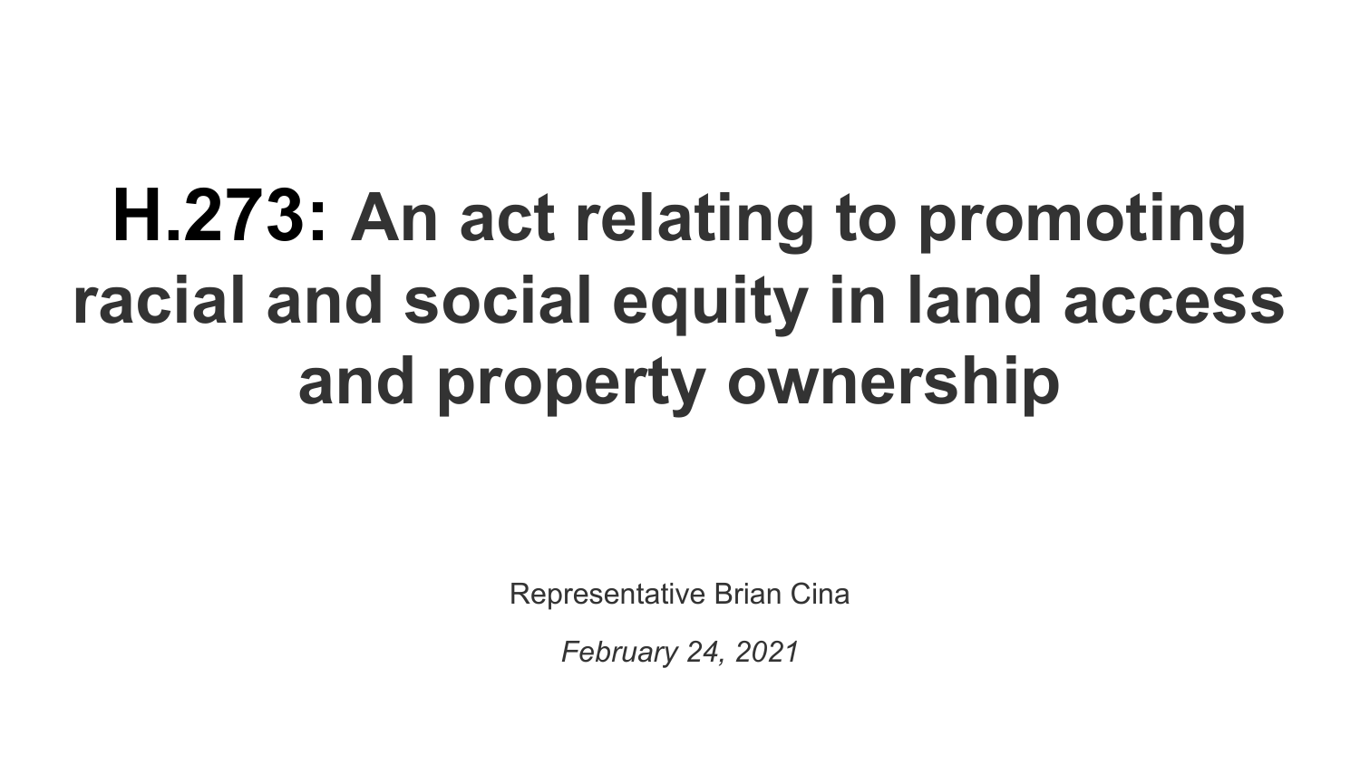# **H.273:** An act relating to promoting racial and social equity in land access and property ownership

Representative Brian Cina

*February 24, 2021*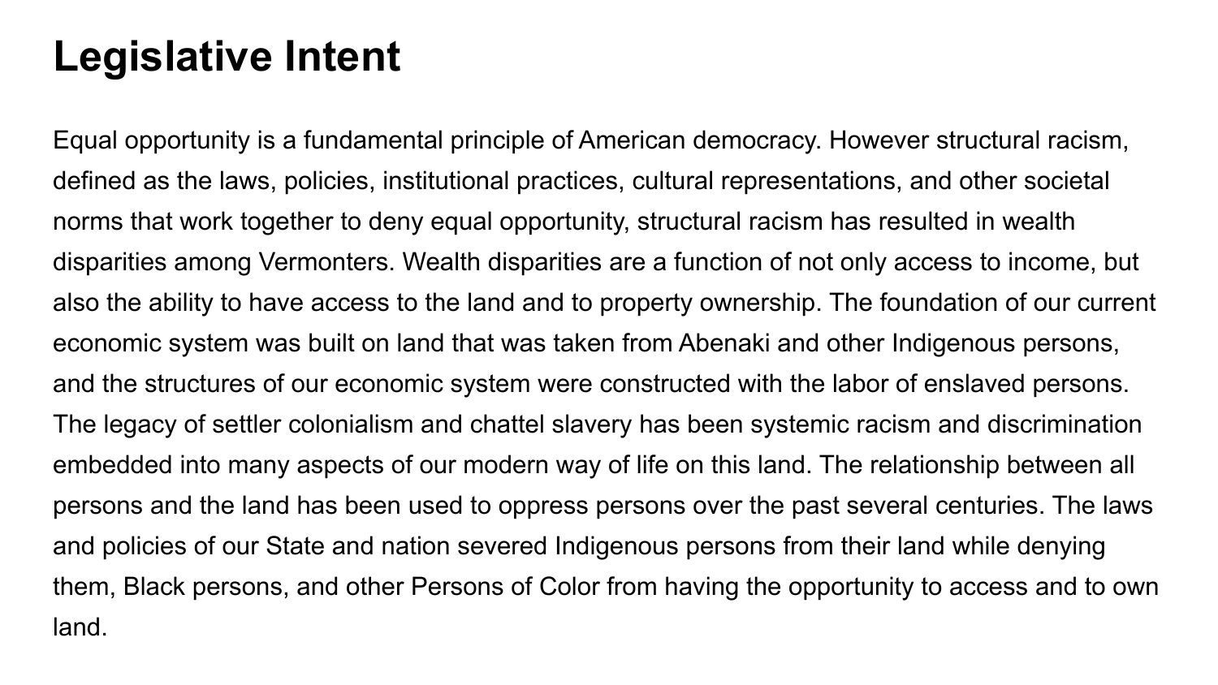# Legislative Intent

Equal opportunity is a fundamental principle of American democracy. However structural racism, defined as the laws, policies, institutional practices, cultural representations, and other societal norms that work together to deny equal opportunity, structural racism has resulted in wealth disparities among Vermonters. Wealth disparities are a function of not only access to income, but also the ability to have access to the land and to property ownership. The foundation of our current economic system was built on land that was taken from Abenaki and other Indigenous persons, and the structures of our economic system were constructed with the labor of enslaved persons. The legacy of settler colonialism and chattel slavery has been systemic racism and discrimination embedded into many aspects of our modern way of life on this land. The relationship between all persons and the land has been used to oppress persons over the past several centuries. The laws and policies of our State and nation severed Indigenous persons from their land while denying them, Black persons, and other Persons of Color from having the opportunity to access and to own land.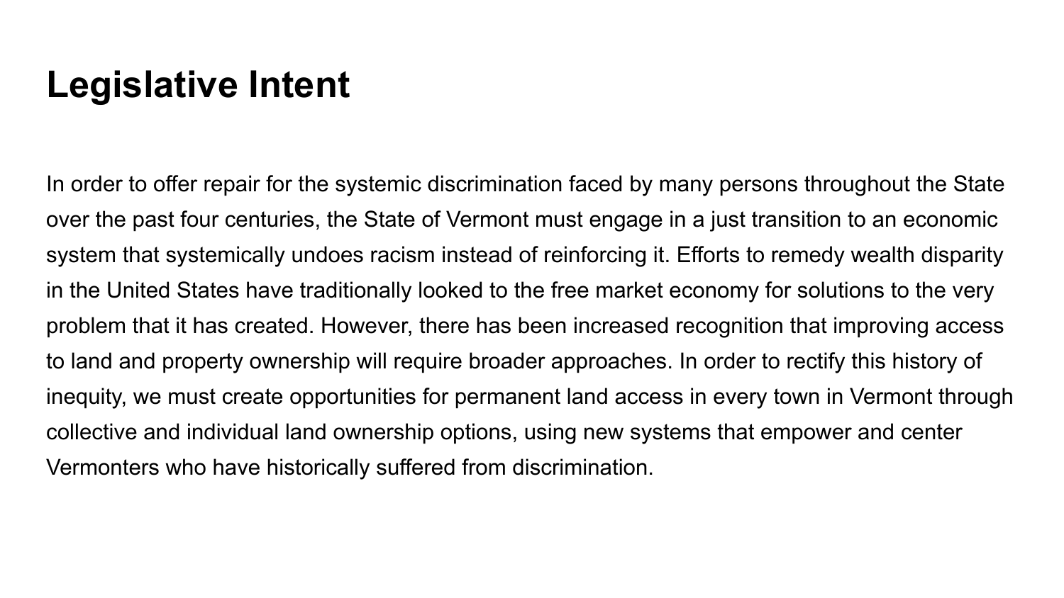# Legislative Intent

In order to offer repair for the systemic discrimination faced by many persons throughout the State over the past four centuries, the State of Vermont must engage in a just transition to an economic system that systemically undoes racism instead of reinforcing it. Efforts to remedy wealth disparity in the United States have traditionally looked to the free market economy for solutions to the very problem that it has created. However, there has been increased recognition that improving access to land and property ownership will require broader approaches. In order to rectify this history of inequity, we must create opportunities for permanent land access in every town in Vermont through collective and individual land ownership options, using new systems that empower and center Vermonters who have historically suffered from discrimination.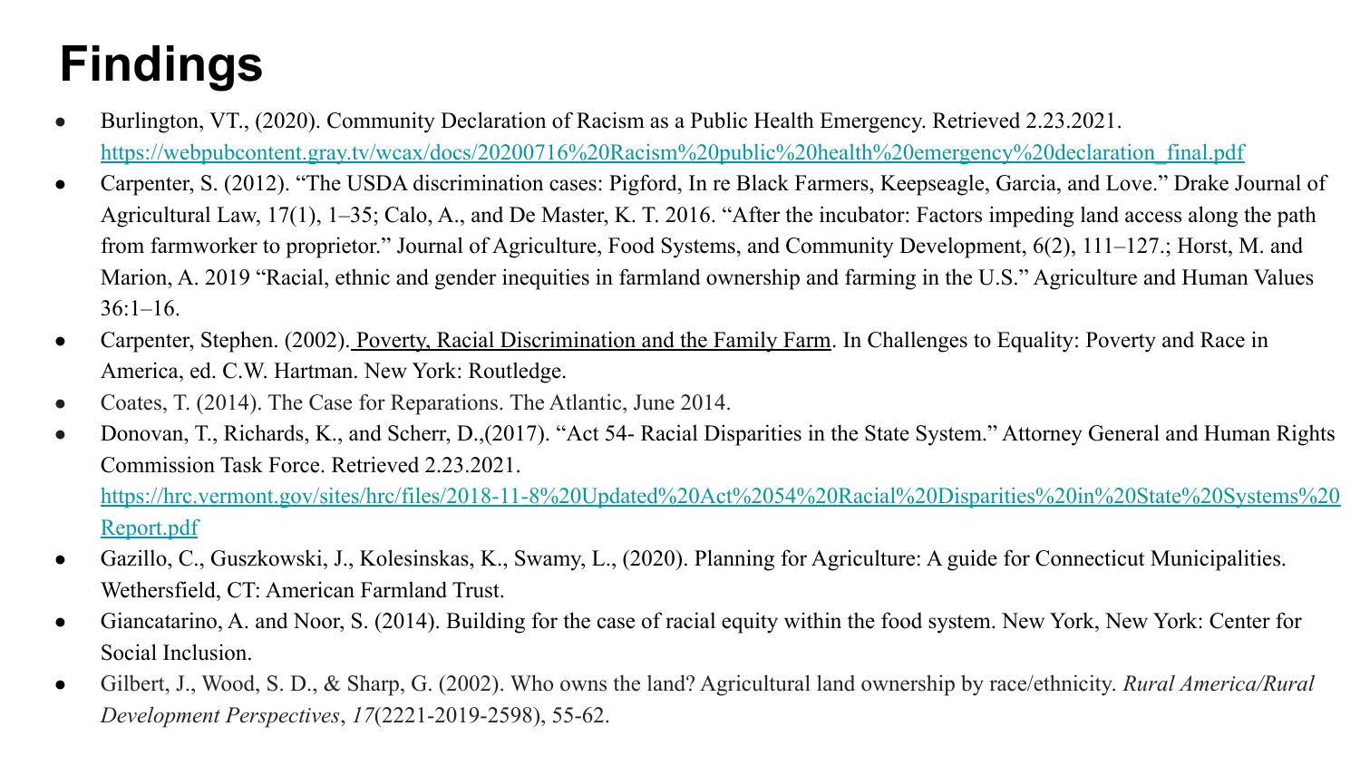# Findings

- Burlington, VT., (2020). Community Declaration of Racism as a Public Health Emergency. Retrieved 2.23.2021. https://webpubcontent.gray.tv/wcax/docs/20200716%20Racism%20public%20health%20emergency%20declaration_final.pdf
- Carpenter, S. (2012). "The USDA discrimination cases: Pigford, In re Black Farmers, Keepseagle, Garcia, and Love." Drake Journal of Agricultural Law, 17(1), 1–35; Calo, A., and De Master, K. T. 2016. "After the incubator: Factors impeding land access along the path from farmworker to proprietor." Journal of Agriculture, Food Systems, and Community Development, 6(2), 111–127.; Horst, M. and Marion, A. 2019 "Racial, ethnic and gender inequities in farmland ownership and farming in the U.S." Agriculture and Human Values 36:1–16.
- Carpenter, Stephen. (2002). Poverty, Racial Discrimination and the Family Farm. In Challenges to Equality: Poverty and Race in America, ed. C.W. Hartman. New York: Routledge.
- Coates, T. (2014). The Case for Reparations. The Atlantic, June 2014.
- Donovan, T., Richards, K., and Scherr, D.,(2017). "Act 54- Racial Disparities in the State System." Attorney General and Human Rights Commission Task Force. Retrieved 2.23.2021. https://hrc.vermont.gov/sites/hrc/files/2018-11-8%20Updated%20Act%2054%20Racial%20Disparities%20in%20State%20Systems%20Report.pdf
- Gazillo, C., Guszkowski, J., Kolesinskas, K., Swamy, L., (2020). Planning for Agriculture: A guide for Connecticut Municipalities. Wethersfield, CT: American Farmland Trust.
- Giancatarino, A. and Noor, S. (2014). Building for the case of racial equity within the food system. New York, New York: Center for Social Inclusion.
- Gilbert, J., Wood, S. D., & Sharp, G. (2002). Who owns the land? Agricultural land ownership by race/ethnicity. *Rural America/Rural Development Perspectives*, *17*(2221-2019-2598), 55-62.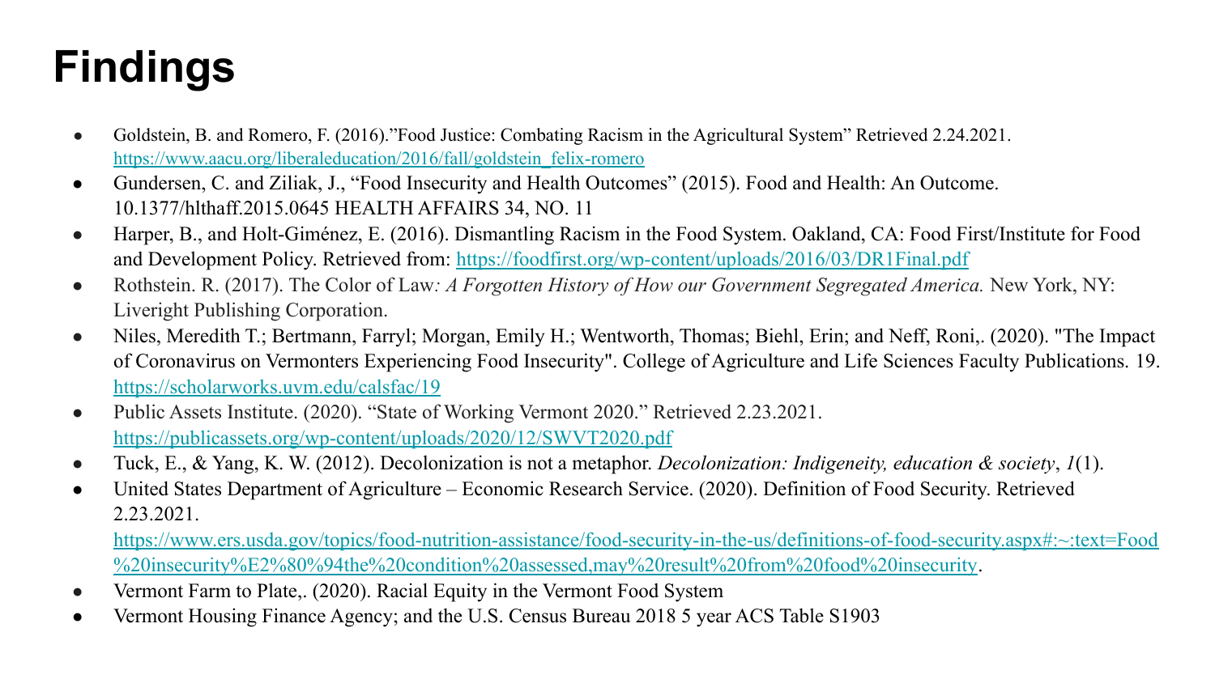# Findings

- Goldstein, B. and Romero, F. (2016)."Food Justice: Combating Racism in the Agricultural System" Retrieved 2.24.2021. https://www.aacu.org/liberaleducation/2016/fall/goldstein_felix-romero
- Gundersen, C. and Ziliak, J., "Food Insecurity and Health Outcomes" (2015). Food and Health: An Outcome. 10.1377/hlthaff.2015.0645 HEALTH AFFAIRS 34, NO. 11
- Harper, B., and Holt-Giménez, E. (2016). Dismantling Racism in the Food System. Oakland, CA: Food First/Institute for Food and Development Policy. Retrieved from: https://foodfirst.org/wp-content/uploads/2016/03/DR1Final.pdf
- Rothstein. R. (2017). The Color of Law*: A Forgotten History of How our Government Segregated America.* New York, NY: Liveright Publishing Corporation.
- Niles, Meredith T.; Bertmann, Farryl; Morgan, Emily H.; Wentworth, Thomas; Biehl, Erin; and Neff, Roni,. (2020). "The Impact of Coronavirus on Vermonters Experiencing Food Insecurity". College of Agriculture and Life Sciences Faculty Publications. 19. https://scholarworks.uvm.edu/calsfac/19
- Public Assets Institute. (2020). "State of Working Vermont 2020." Retrieved 2.23.2021. https://publicassets.org/wp-content/uploads/2020/12/SWVT2020.pdf
- Tuck, E., & Yang, K. W. (2012). Decolonization is not a metaphor. *Decolonization: Indigeneity, education & society*, *1*(1).
- United States Department of Agriculture – Economic Research Service. (2020). Definition of Food Security. Retrieved 2.23.2021. https://www.ers.usda.gov/topics/food-nutrition-assistance/food-security-in-the-us/definitions-of-food-security.aspx#:~:text=Food%20insecurity%E2%80%94the%20condition%20assessed,may%20result%20from%20food%20insecurity.
- Vermont Farm to Plate,. (2020). Racial Equity in the Vermont Food System
- Vermont Housing Finance Agency; and the U.S. Census Bureau 2018 5 year ACS Table S1903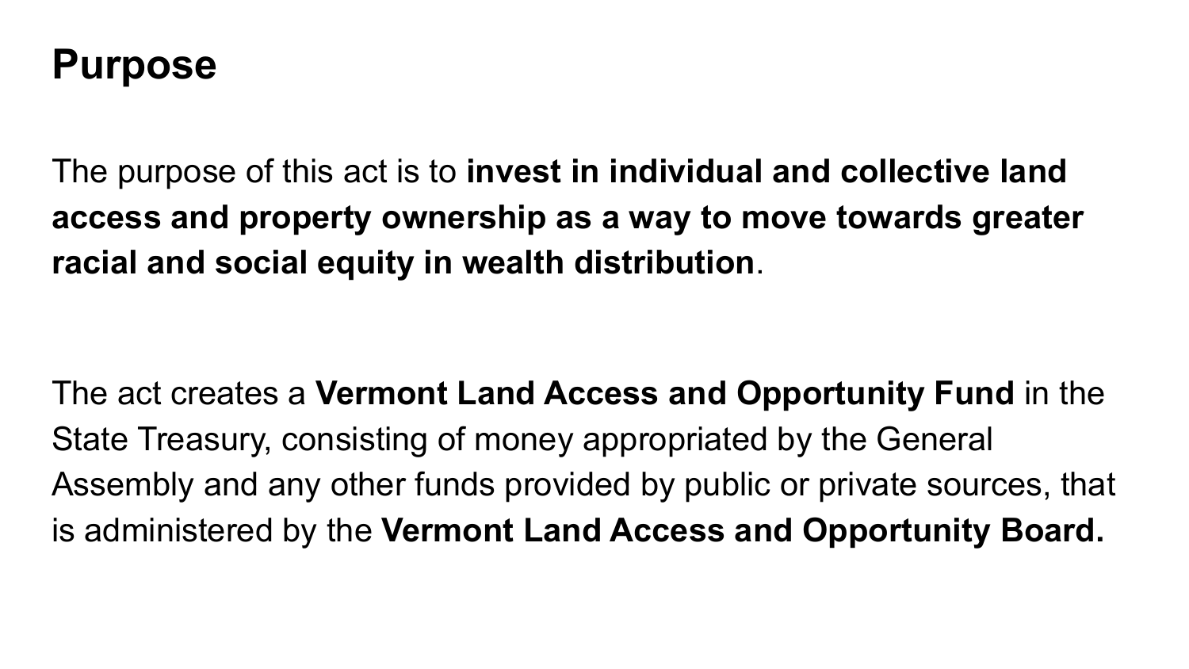# Purpose

The purpose of this act is to **invest in individual and collective land access and property ownership as a way to move towards greater racial and social equity in wealth distribution**.

The act creates a **Vermont Land Access and Opportunity Fund** in the State Treasury, consisting of money appropriated by the General Assembly and any other funds provided by public or private sources, that is administered by the **Vermont Land Access and Opportunity Board.**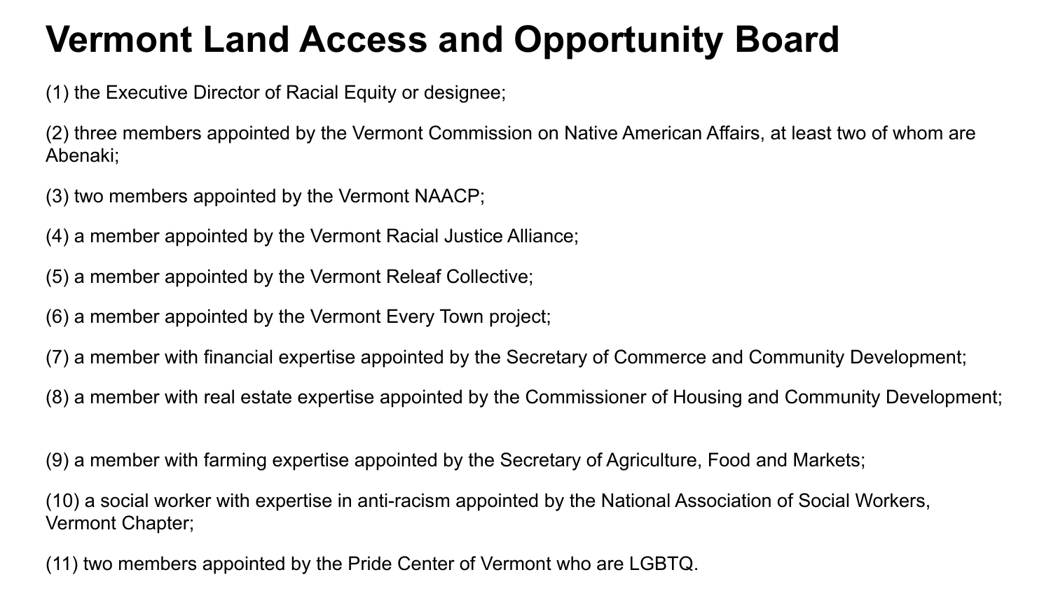# Vermont Land Access and Opportunity Board

(1) the Executive Director of Racial Equity or designee;

(2) three members appointed by the Vermont Commission on Native American Affairs, at least two of whom are Abenaki;

(3) two members appointed by the Vermont NAACP;

(4) a member appointed by the Vermont Racial Justice Alliance;

(5) a member appointed by the Vermont Releaf Collective;

(6) a member appointed by the Vermont Every Town project;

(7) a member with financial expertise appointed by the Secretary of Commerce and Community Development;

(8) a member with real estate expertise appointed by the Commissioner of Housing and Community Development;

(9) a member with farming expertise appointed by the Secretary of Agriculture, Food and Markets;

(10) a social worker with expertise in anti-racism appointed by the National Association of Social Workers, Vermont Chapter;

(11) two members appointed by the Pride Center of Vermont who are LGBTQ.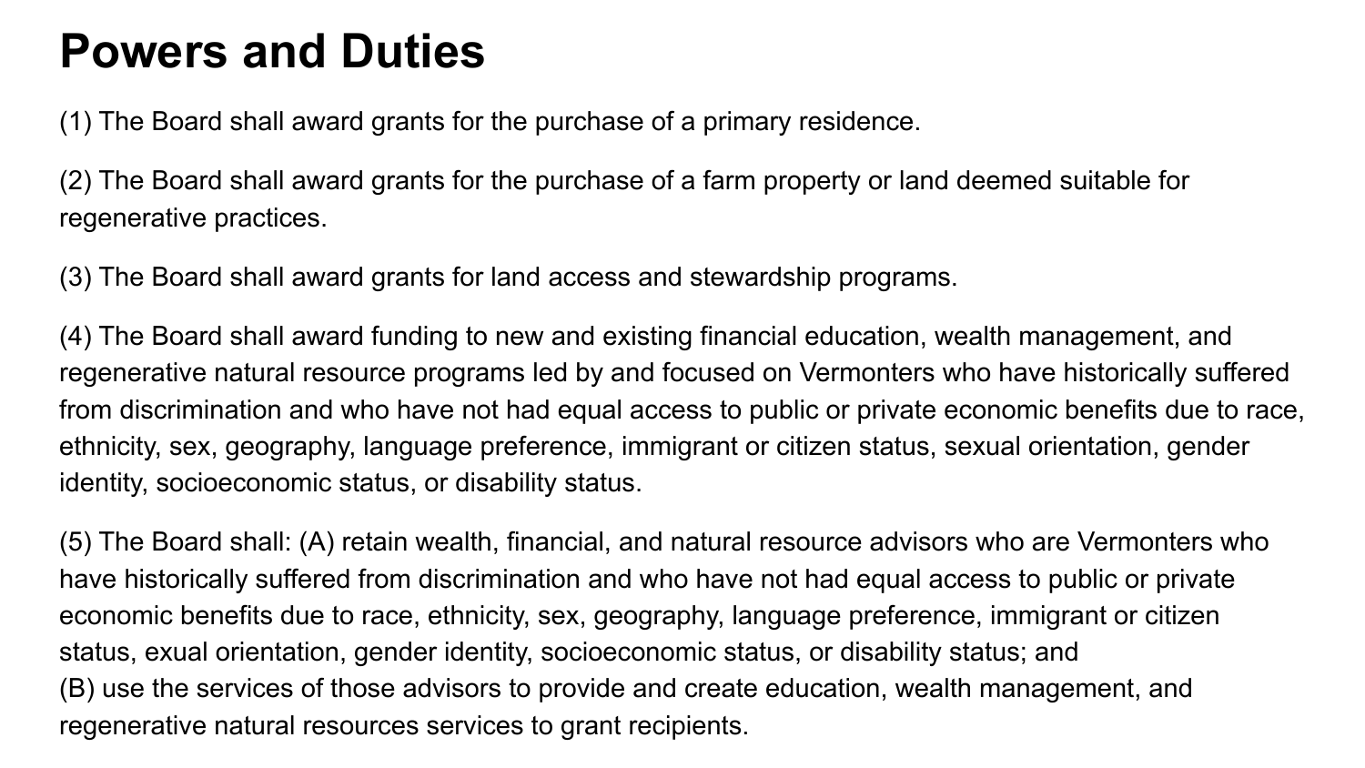# Powers and Duties

(1) The Board shall award grants for the purchase of a primary residence.

(2) The Board shall award grants for the purchase of a farm property or land deemed suitable for regenerative practices.

(3) The Board shall award grants for land access and stewardship programs.

(4) The Board shall award funding to new and existing financial education, wealth management, and regenerative natural resource programs led by and focused on Vermonters who have historically suffered from discrimination and who have not had equal access to public or private economic benefits due to race, ethnicity, sex, geography, language preference, immigrant or citizen status, sexual orientation, gender identity, socioeconomic status, or disability status.

(5) The Board shall: (A) retain wealth, financial, and natural resource advisors who are Vermonters who have historically suffered from discrimination and who have not had equal access to public or private economic benefits due to race, ethnicity, sex, geography, language preference, immigrant or citizen status, exual orientation, gender identity, socioeconomic status, or disability status; and
(B) use the services of those advisors to provide and create education, wealth management, and regenerative natural resources services to grant recipients.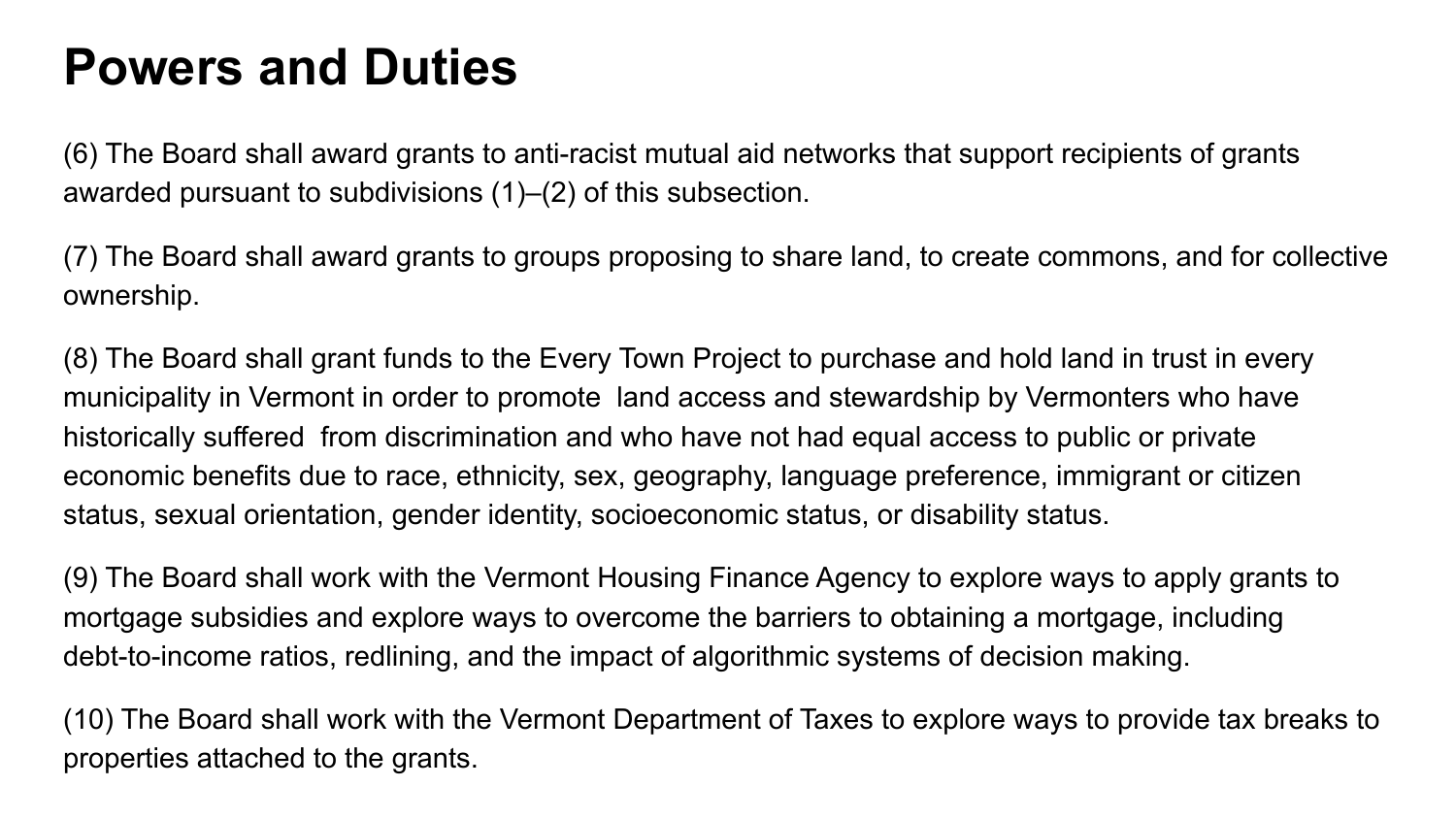# Powers and Duties

(6) The Board shall award grants to anti-racist mutual aid networks that support recipients of grants awarded pursuant to subdivisions (1)–(2) of this subsection.

(7) The Board shall award grants to groups proposing to share land, to create commons, and for collective ownership.

(8) The Board shall grant funds to the Every Town Project to purchase and hold land in trust in every municipality in Vermont in order to promote land access and stewardship by Vermonters who have historically suffered from discrimination and who have not had equal access to public or private economic benefits due to race, ethnicity, sex, geography, language preference, immigrant or citizen status, sexual orientation, gender identity, socioeconomic status, or disability status.

(9) The Board shall work with the Vermont Housing Finance Agency to explore ways to apply grants to mortgage subsidies and explore ways to overcome the barriers to obtaining a mortgage, including debt-to-income ratios, redlining, and the impact of algorithmic systems of decision making.

(10) The Board shall work with the Vermont Department of Taxes to explore ways to provide tax breaks to properties attached to the grants.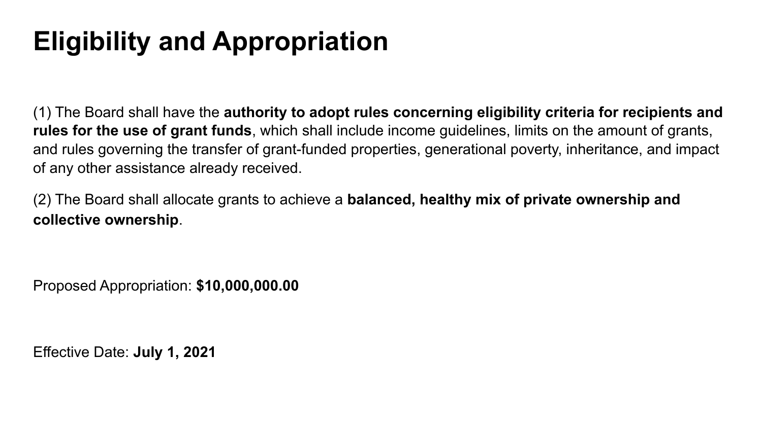# Eligibility and Appropriation

(1) The Board shall have the **authority to adopt rules concerning eligibility criteria for recipients and rules for the use of grant funds**, which shall include income guidelines, limits on the amount of grants, and rules governing the transfer of grant-funded properties, generational poverty, inheritance, and impact of any other assistance already received.

(2) The Board shall allocate grants to achieve a **balanced, healthy mix of private ownership and collective ownership**.

Proposed Appropriation: **$10,000,000.00**

Effective Date: **July 1, 2021**